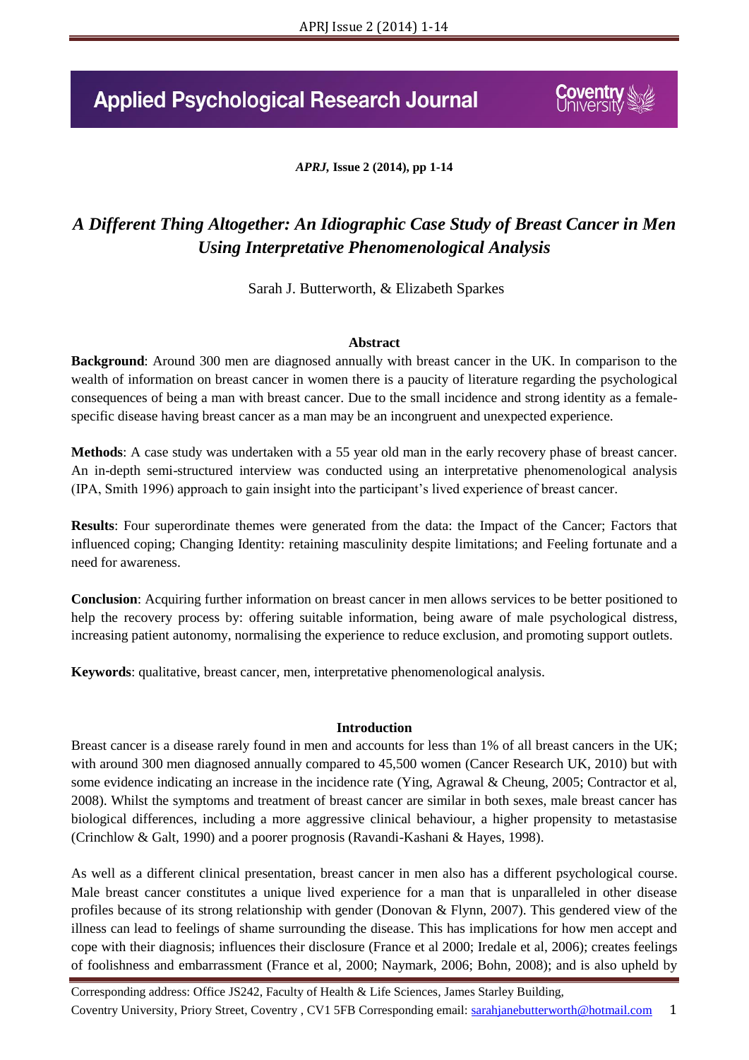# *A Different Thing Altogether: An Idiographic Case Study of Breast Cancer in Men Using Interpretative Phenomenological Analysis*

Sarah J. Butterworth, & Elizabeth Sparkes

## Abstract

**Background**: Around 300 men are diagnosed annually with breast cancer in the UK. In comparison to the wealth of information on breast cancer in women there is a paucity of literature regarding the psychological consequences of being a man with breast cancer. Due to the small incidence and strong identity as a female-specific disease having breast cancer as a man may be an incongruent and unexpected experience.

**Methods**: A case study was undertaken with a 55 year old man in the early recovery phase of breast cancer. An in-depth semi-structured interview was conducted using an interpretative phenomenological analysis (IPA, Smith 1996) approach to gain insight into the participant's lived experience of breast cancer.

**Results**: Four superordinate themes were generated from the data: the Impact of the Cancer; Factors that influenced coping; Changing Identity: retaining masculinity despite limitations; and Feeling fortunate and a need for awareness.

**Conclusion**: Acquiring further information on breast cancer in men allows services to be better positioned to help the recovery process by: offering suitable information, being aware of male psychological distress, increasing patient autonomy, normalising the experience to reduce exclusion, and promoting support outlets.

**Keywords**: qualitative, breast cancer, men, interpretative phenomenological analysis.

## Introduction

Breast cancer is a disease rarely found in men and accounts for less than 1% of all breast cancers in the UK; with around 300 men diagnosed annually compared to 45,500 women (Cancer Research UK, 2010) but with some evidence indicating an increase in the incidence rate (Ying, Agrawal & Cheung, 2005; Contractor et al, 2008). Whilst the symptoms and treatment of breast cancer are similar in both sexes, male breast cancer has biological differences, including a more aggressive clinical behaviour, a higher propensity to metastasise (Crinchlow & Galt, 1990) and a poorer prognosis (Ravandi-Kashani & Hayes, 1998).

As well as a different clinical presentation, breast cancer in men also has a different psychological course. Male breast cancer constitutes a unique lived experience for a man that is unparalleled in other disease profiles because of its strong relationship with gender (Donovan & Flynn, 2007). This gendered view of the illness can lead to feelings of shame surrounding the disease. This has implications for how men accept and cope with their diagnosis; influences their disclosure (France et al 2000; Iredale et al, 2006); creates feelings of foolishness and embarrassment (France et al, 2000; Naymark, 2006; Bohn, 2008); and is also upheld by

Corresponding address: Office JS242, Faculty of Health & Life Sciences, James Starley Building, Coventry University, Priory Street, Coventry , CV1 5FB Corresponding email: sarahjanebutterworth@hotmail.com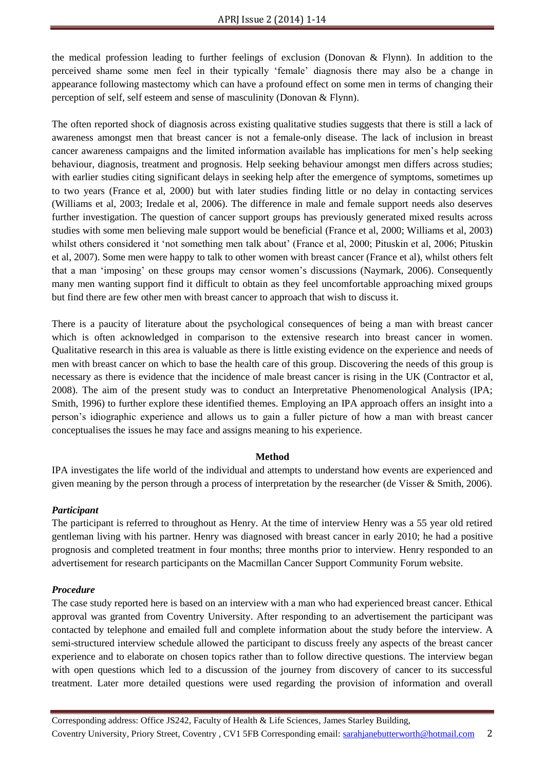the medical profession leading to further feelings of exclusion (Donovan & Flynn). In addition to the perceived shame some men feel in their typically 'female' diagnosis there may also be a change in appearance following mastectomy which can have a profound effect on some men in terms of changing their perception of self, self esteem and sense of masculinity (Donovan & Flynn).

The often reported shock of diagnosis across existing qualitative studies suggests that there is still a lack of awareness amongst men that breast cancer is not a female-only disease. The lack of inclusion in breast cancer awareness campaigns and the limited information available has implications for men's help seeking behaviour, diagnosis, treatment and prognosis. Help seeking behaviour amongst men differs across studies; with earlier studies citing significant delays in seeking help after the emergence of symptoms, sometimes up to two years (France et al, 2000) but with later studies finding little or no delay in contacting services (Williams et al, 2003; Iredale et al, 2006). The difference in male and female support needs also deserves further investigation. The question of cancer support groups has previously generated mixed results across studies with some men believing male support would be beneficial (France et al, 2000; Williams et al, 2003) whilst others considered it 'not something men talk about' (France et al, 2000; Pituskin et al, 2006; Pituskin et al, 2007). Some men were happy to talk to other women with breast cancer (France et al), whilst others felt that a man 'imposing' on these groups may censor women's discussions (Naymark, 2006). Consequently many men wanting support find it difficult to obtain as they feel uncomfortable approaching mixed groups but find there are few other men with breast cancer to approach that wish to discuss it.

There is a paucity of literature about the psychological consequences of being a man with breast cancer which is often acknowledged in comparison to the extensive research into breast cancer in women. Qualitative research in this area is valuable as there is little existing evidence on the experience and needs of men with breast cancer on which to base the health care of this group. Discovering the needs of this group is necessary as there is evidence that the incidence of male breast cancer is rising in the UK (Contractor et al, 2008). The aim of the present study was to conduct an Interpretative Phenomenological Analysis (IPA; Smith, 1996) to further explore these identified themes. Employing an IPA approach offers an insight into a person's idiographic experience and allows us to gain a fuller picture of how a man with breast cancer conceptualises the issues he may face and assigns meaning to his experience.

## Method

IPA investigates the life world of the individual and attempts to understand how events are experienced and given meaning by the person through a process of interpretation by the researcher (de Visser & Smith, 2006).

### *Participant*

The participant is referred to throughout as Henry. At the time of interview Henry was a 55 year old retired gentleman living with his partner. Henry was diagnosed with breast cancer in early 2010; he had a positive prognosis and completed treatment in four months; three months prior to interview. Henry responded to an advertisement for research participants on the Macmillan Cancer Support Community Forum website.

### *Procedure*

The case study reported here is based on an interview with a man who had experienced breast cancer. Ethical approval was granted from Coventry University. After responding to an advertisement the participant was contacted by telephone and emailed full and complete information about the study before the interview. A semi-structured interview schedule allowed the participant to discuss freely any aspects of the breast cancer experience and to elaborate on chosen topics rather than to follow directive questions. The interview began with open questions which led to a discussion of the journey from discovery of cancer to its successful treatment. Later more detailed questions were used regarding the provision of information and overall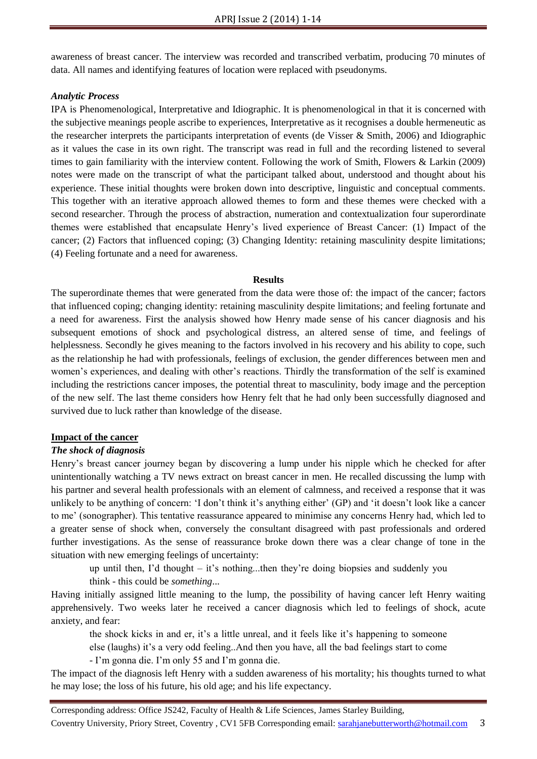awareness of breast cancer. The interview was recorded and transcribed verbatim, producing 70 minutes of data. All names and identifying features of location were replaced with pseudonyms.

### *Analytic Process*

IPA is Phenomenological, Interpretative and Idiographic. It is phenomenological in that it is concerned with the subjective meanings people ascribe to experiences, Interpretative as it recognises a double hermeneutic as the researcher interprets the participants interpretation of events (de Visser & Smith, 2006) and Idiographic as it values the case in its own right. The transcript was read in full and the recording listened to several times to gain familiarity with the interview content. Following the work of Smith, Flowers & Larkin (2009) notes were made on the transcript of what the participant talked about, understood and thought about his experience. These initial thoughts were broken down into descriptive, linguistic and conceptual comments. This together with an iterative approach allowed themes to form and these themes were checked with a second researcher. Through the process of abstraction, numeration and contextualization four superordinate themes were established that encapsulate Henry's lived experience of Breast Cancer: (1) Impact of the cancer; (2) Factors that influenced coping; (3) Changing Identity: retaining masculinity despite limitations; (4) Feeling fortunate and a need for awareness.

## Results

The superordinate themes that were generated from the data were those of: the impact of the cancer; factors that influenced coping; changing identity: retaining masculinity despite limitations; and feeling fortunate and a need for awareness. First the analysis showed how Henry made sense of his cancer diagnosis and his subsequent emotions of shock and psychological distress, an altered sense of time, and feelings of helplessness. Secondly he gives meaning to the factors involved in his recovery and his ability to cope, such as the relationship he had with professionals, feelings of exclusion, the gender differences between men and women's experiences, and dealing with other's reactions. Thirdly the transformation of the self is examined including the restrictions cancer imposes, the potential threat to masculinity, body image and the perception of the new self. The last theme considers how Henry felt that he had only been successfully diagnosed and survived due to luck rather than knowledge of the disease.

### Impact of the cancer

#### *The shock of diagnosis*

Henry's breast cancer journey began by discovering a lump under his nipple which he checked for after unintentionally watching a TV news extract on breast cancer in men. He recalled discussing the lump with his partner and several health professionals with an element of calmness, and received a response that it was unlikely to be anything of concern: 'I don't think it's anything either' (GP) and 'it doesn't look like a cancer to me' (sonographer). This tentative reassurance appeared to minimise any concerns Henry had, which led to a greater sense of shock when, conversely the consultant disagreed with past professionals and ordered further investigations. As the sense of reassurance broke down there was a clear change of tone in the situation with new emerging feelings of uncertainty:

> up until then, I'd thought – it's nothing...then they're doing biopsies and suddenly you think - this could be *something*...

Having initially assigned little meaning to the lump, the possibility of having cancer left Henry waiting apprehensively. Two weeks later he received a cancer diagnosis which led to feelings of shock, acute anxiety, and fear:

> the shock kicks in and er, it's a little unreal, and it feels like it's happening to someone else (laughs) it's a very odd feeling..And then you have, all the bad feelings start to come - I'm gonna die. I'm only 55 and I'm gonna die.

The impact of the diagnosis left Henry with a sudden awareness of his mortality; his thoughts turned to what he may lose; the loss of his future, his old age; and his life expectancy.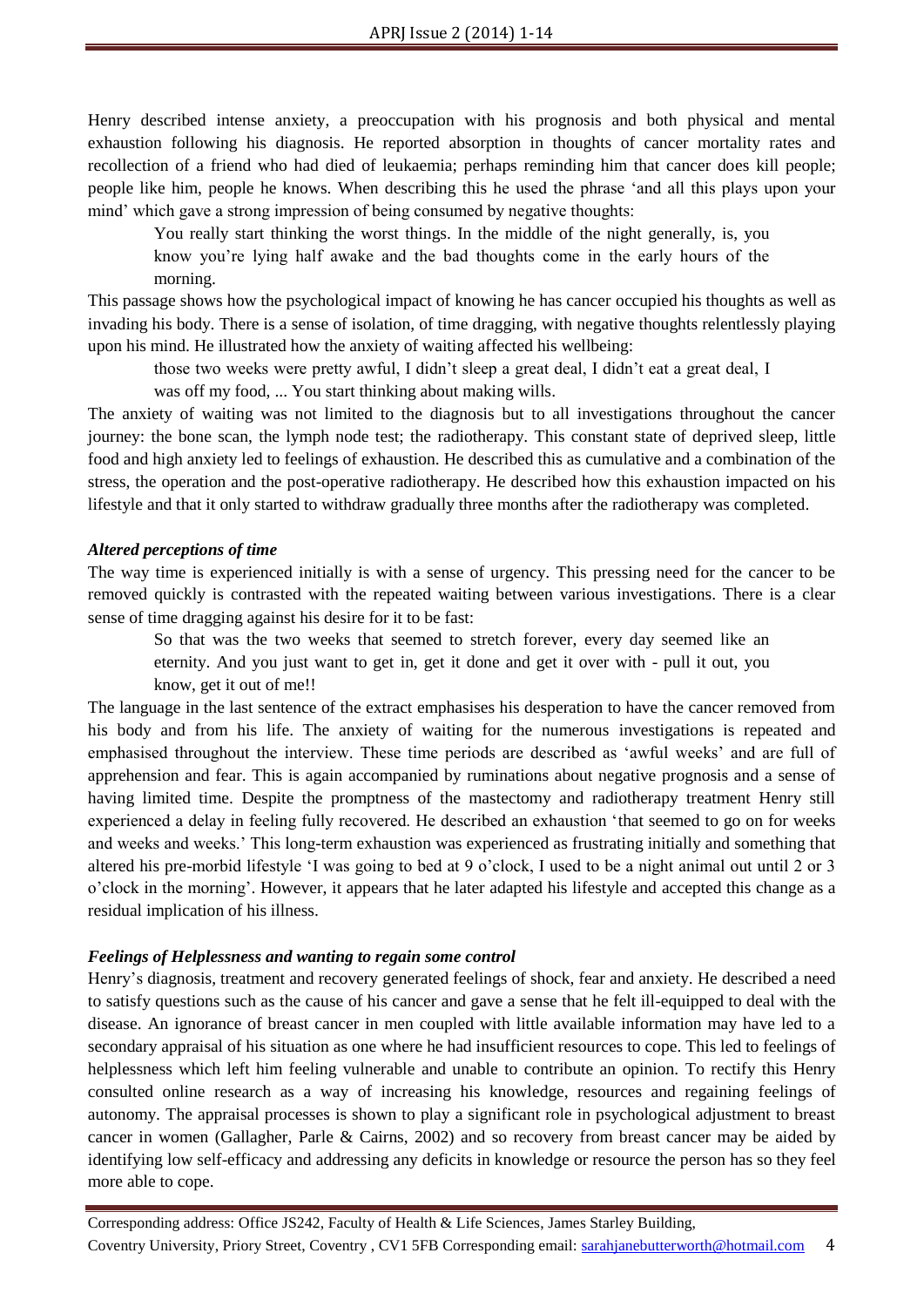Henry described intense anxiety, a preoccupation with his prognosis and both physical and mental exhaustion following his diagnosis. He reported absorption in thoughts of cancer mortality rates and recollection of a friend who had died of leukaemia; perhaps reminding him that cancer does kill people; people like him, people he knows. When describing this he used the phrase 'and all this plays upon your mind' which gave a strong impression of being consumed by negative thoughts:

> You really start thinking the worst things. In the middle of the night generally, is, you know you're lying half awake and the bad thoughts come in the early hours of the morning.

This passage shows how the psychological impact of knowing he has cancer occupied his thoughts as well as invading his body. There is a sense of isolation, of time dragging, with negative thoughts relentlessly playing upon his mind. He illustrated how the anxiety of waiting affected his wellbeing:

> those two weeks were pretty awful, I didn't sleep a great deal, I didn't eat a great deal, I was off my food, ... You start thinking about making wills.

The anxiety of waiting was not limited to the diagnosis but to all investigations throughout the cancer journey: the bone scan, the lymph node test; the radiotherapy. This constant state of deprived sleep, little food and high anxiety led to feelings of exhaustion. He described this as cumulative and a combination of the stress, the operation and the post-operative radiotherapy. He described how this exhaustion impacted on his lifestyle and that it only started to withdraw gradually three months after the radiotherapy was completed.

### *Altered perceptions of time*

The way time is experienced initially is with a sense of urgency. This pressing need for the cancer to be removed quickly is contrasted with the repeated waiting between various investigations. There is a clear sense of time dragging against his desire for it to be fast:

> So that was the two weeks that seemed to stretch forever, every day seemed like an eternity. And you just want to get in, get it done and get it over with - pull it out, you know, get it out of me!!

The language in the last sentence of the extract emphasises his desperation to have the cancer removed from his body and from his life. The anxiety of waiting for the numerous investigations is repeated and emphasised throughout the interview. These time periods are described as 'awful weeks' and are full of apprehension and fear. This is again accompanied by ruminations about negative prognosis and a sense of having limited time. Despite the promptness of the mastectomy and radiotherapy treatment Henry still experienced a delay in feeling fully recovered. He described an exhaustion 'that seemed to go on for weeks and weeks and weeks.' This long-term exhaustion was experienced as frustrating initially and something that altered his pre-morbid lifestyle 'I was going to bed at 9 o'clock, I used to be a night animal out until 2 or 3 o'clock in the morning'. However, it appears that he later adapted his lifestyle and accepted this change as a residual implication of his illness.

### *Feelings of Helplessness and wanting to regain some control*

Henry's diagnosis, treatment and recovery generated feelings of shock, fear and anxiety. He described a need to satisfy questions such as the cause of his cancer and gave a sense that he felt ill-equipped to deal with the disease. An ignorance of breast cancer in men coupled with little available information may have led to a secondary appraisal of his situation as one where he had insufficient resources to cope. This led to feelings of helplessness which left him feeling vulnerable and unable to contribute an opinion. To rectify this Henry consulted online research as a way of increasing his knowledge, resources and regaining feelings of autonomy. The appraisal processes is shown to play a significant role in psychological adjustment to breast cancer in women (Gallagher, Parle & Cairns, 2002) and so recovery from breast cancer may be aided by identifying low self-efficacy and addressing any deficits in knowledge or resource the person has so they feel more able to cope.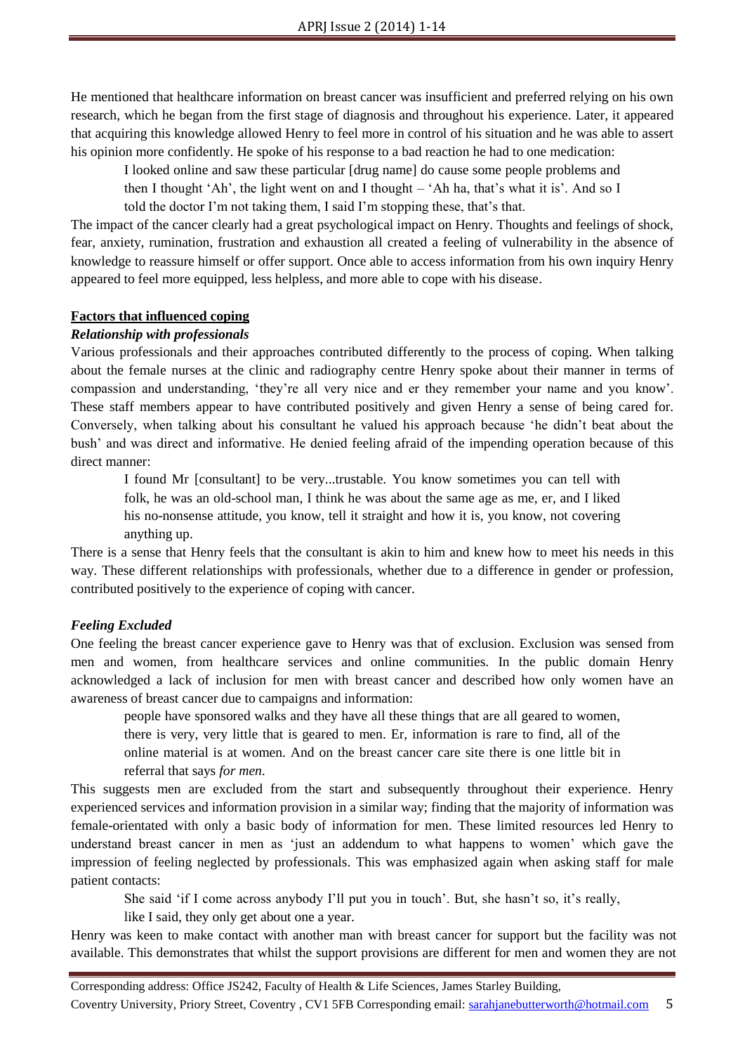He mentioned that healthcare information on breast cancer was insufficient and preferred relying on his own research, which he began from the first stage of diagnosis and throughout his experience. Later, it appeared that acquiring this knowledge allowed Henry to feel more in control of his situation and he was able to assert his opinion more confidently. He spoke of his response to a bad reaction he had to one medication:

> I looked online and saw these particular [drug name] do cause some people problems and then I thought 'Ah', the light went on and I thought – 'Ah ha, that's what it is'. And so I told the doctor I'm not taking them, I said I'm stopping these, that's that.

The impact of the cancer clearly had a great psychological impact on Henry. Thoughts and feelings of shock, fear, anxiety, rumination, frustration and exhaustion all created a feeling of vulnerability in the absence of knowledge to reassure himself or offer support. Once able to access information from his own inquiry Henry appeared to feel more equipped, less helpless, and more able to cope with his disease.

## Factors that influenced coping

### *Relationship with professionals*

Various professionals and their approaches contributed differently to the process of coping. When talking about the female nurses at the clinic and radiography centre Henry spoke about their manner in terms of compassion and understanding, 'they're all very nice and er they remember your name and you know'. These staff members appear to have contributed positively and given Henry a sense of being cared for. Conversely, when talking about his consultant he valued his approach because 'he didn't beat about the bush' and was direct and informative. He denied feeling afraid of the impending operation because of this direct manner:

> I found Mr [consultant] to be very...trustable. You know sometimes you can tell with folk, he was an old-school man, I think he was about the same age as me, er, and I liked his no-nonsense attitude, you know, tell it straight and how it is, you know, not covering anything up.

There is a sense that Henry feels that the consultant is akin to him and knew how to meet his needs in this way. These different relationships with professionals, whether due to a difference in gender or profession, contributed positively to the experience of coping with cancer.

### *Feeling Excluded*

One feeling the breast cancer experience gave to Henry was that of exclusion. Exclusion was sensed from men and women, from healthcare services and online communities. In the public domain Henry acknowledged a lack of inclusion for men with breast cancer and described how only women have an awareness of breast cancer due to campaigns and information:

> people have sponsored walks and they have all these things that are all geared to women, there is very, very little that is geared to men. Er, information is rare to find, all of the online material is at women. And on the breast cancer care site there is one little bit in referral that says *for men*.

This suggests men are excluded from the start and subsequently throughout their experience. Henry experienced services and information provision in a similar way; finding that the majority of information was female-orientated with only a basic body of information for men. These limited resources led Henry to understand breast cancer in men as 'just an addendum to what happens to women' which gave the impression of feeling neglected by professionals. This was emphasized again when asking staff for male patient contacts:

> She said 'if I come across anybody I'll put you in touch'. But, she hasn't so, it's really, like I said, they only get about one a year.

Henry was keen to make contact with another man with breast cancer for support but the facility was not available. This demonstrates that whilst the support provisions are different for men and women they are not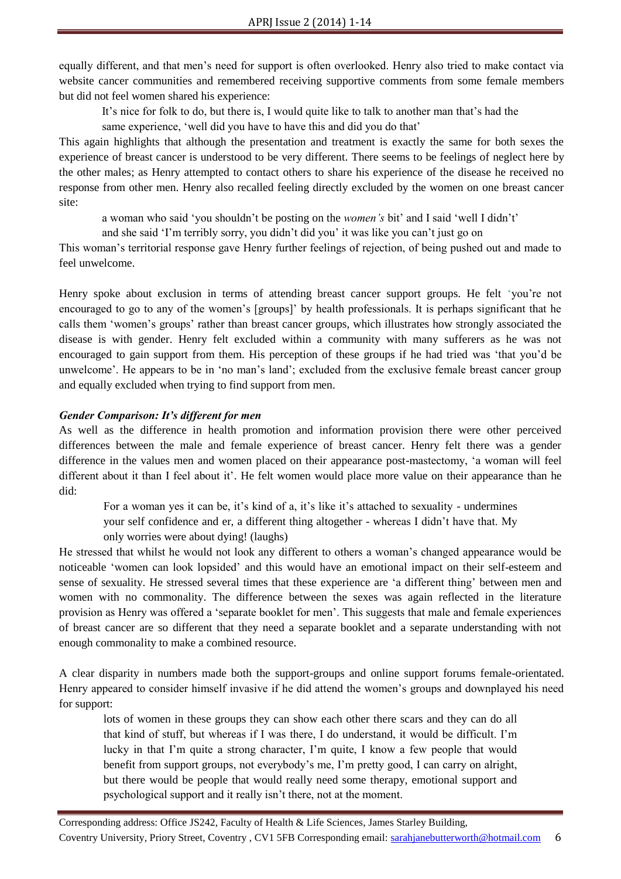equally different, and that men's need for support is often overlooked. Henry also tried to make contact via website cancer communities and remembered receiving supportive comments from some female members but did not feel women shared his experience:

> It's nice for folk to do, but there is, I would quite like to talk to another man that's had the same experience, 'well did you have to have this and did you do that'

This again highlights that although the presentation and treatment is exactly the same for both sexes the experience of breast cancer is understood to be very different. There seems to be feelings of neglect here by the other males; as Henry attempted to contact others to share his experience of the disease he received no response from other men. Henry also recalled feeling directly excluded by the women on one breast cancer site:

> a woman who said 'you shouldn't be posting on the *women's* bit' and I said 'well I didn't' and she said 'I'm terribly sorry, you didn't did you' it was like you can't just go on

This woman's territorial response gave Henry further feelings of rejection, of being pushed out and made to feel unwelcome.

Henry spoke about exclusion in terms of attending breast cancer support groups. He felt 'you're not encouraged to go to any of the women's [groups]' by health professionals. It is perhaps significant that he calls them 'women's groups' rather than breast cancer groups, which illustrates how strongly associated the disease is with gender. Henry felt excluded within a community with many sufferers as he was not encouraged to gain support from them. His perception of these groups if he had tried was 'that you'd be unwelcome'. He appears to be in 'no man's land'; excluded from the exclusive female breast cancer group and equally excluded when trying to find support from men.

### *Gender Comparison: It's different for men*

As well as the difference in health promotion and information provision there were other perceived differences between the male and female experience of breast cancer. Henry felt there was a gender difference in the values men and women placed on their appearance post-mastectomy, 'a woman will feel different about it than I feel about it'. He felt women would place more value on their appearance than he did:

> For a woman yes it can be, it's kind of a, it's like it's attached to sexuality - undermines your self confidence and er, a different thing altogether - whereas I didn't have that. My only worries were about dying! (laughs)

He stressed that whilst he would not look any different to others a woman's changed appearance would be noticeable 'women can look lopsided' and this would have an emotional impact on their self-esteem and sense of sexuality. He stressed several times that these experience are 'a different thing' between men and women with no commonality. The difference between the sexes was again reflected in the literature provision as Henry was offered a 'separate booklet for men'. This suggests that male and female experiences of breast cancer are so different that they need a separate booklet and a separate understanding with not enough commonality to make a combined resource.

A clear disparity in numbers made both the support-groups and online support forums female-orientated. Henry appeared to consider himself invasive if he did attend the women's groups and downplayed his need for support:

> lots of women in these groups they can show each other there scars and they can do all that kind of stuff, but whereas if I was there, I do understand, it would be difficult. I'm lucky in that I'm quite a strong character, I'm quite, I know a few people that would benefit from support groups, not everybody's me, I'm pretty good, I can carry on alright, but there would be people that would really need some therapy, emotional support and psychological support and it really isn't there, not at the moment.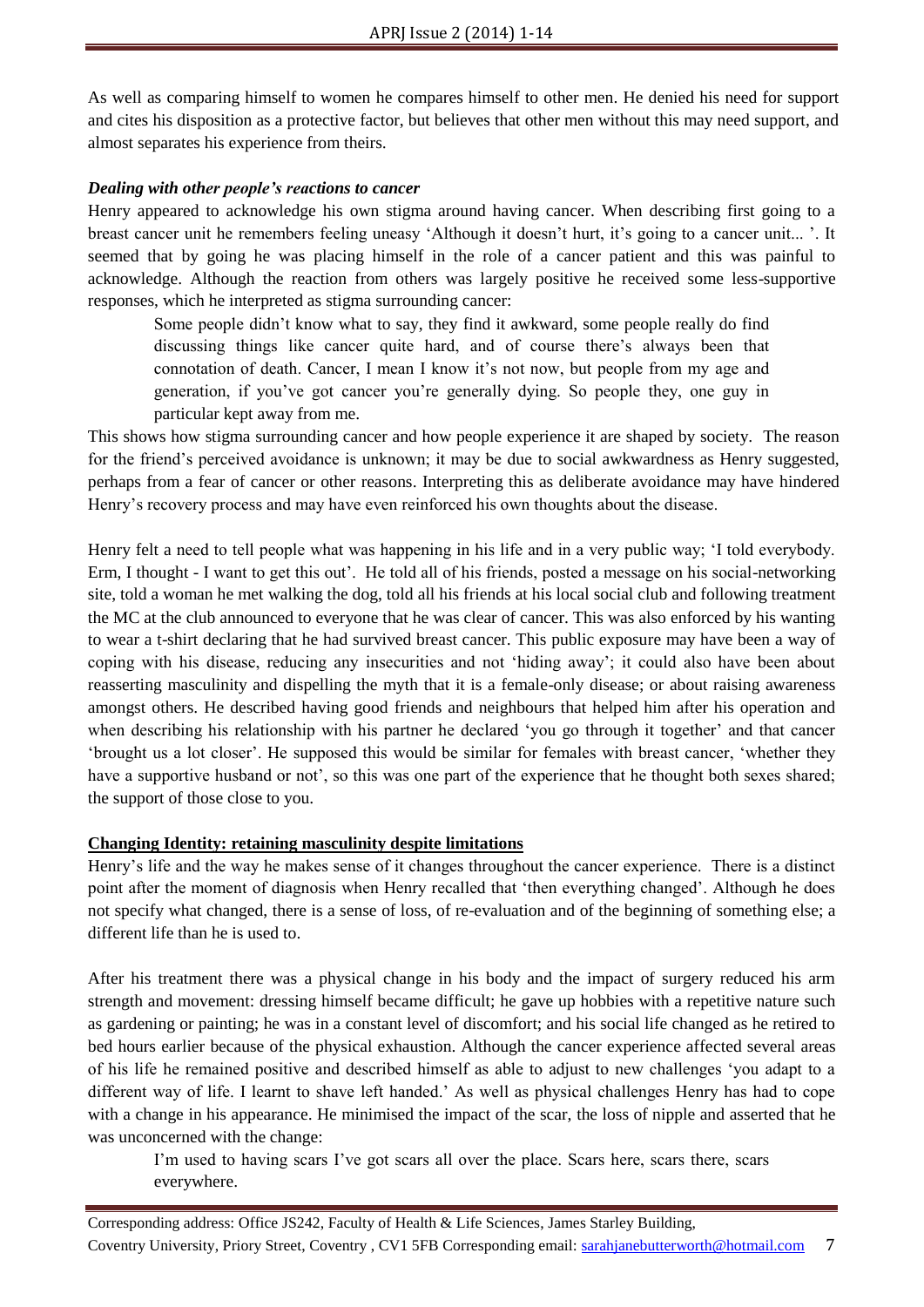As well as comparing himself to women he compares himself to other men. He denied his need for support and cites his disposition as a protective factor, but believes that other men without this may need support, and almost separates his experience from theirs.

***Dealing with other people's reactions to cancer***

Henry appeared to acknowledge his own stigma around having cancer. When describing first going to a breast cancer unit he remembers feeling uneasy 'Although it doesn't hurt, it's going to a cancer unit... '. It seemed that by going he was placing himself in the role of a cancer patient and this was painful to acknowledge. Although the reaction from others was largely positive he received some less-supportive responses, which he interpreted as stigma surrounding cancer:

> Some people didn't know what to say, they find it awkward, some people really do find discussing things like cancer quite hard, and of course there's always been that connotation of death. Cancer, I mean I know it's not now, but people from my age and generation, if you've got cancer you're generally dying. So people they, one guy in particular kept away from me.

This shows how stigma surrounding cancer and how people experience it are shaped by society. The reason for the friend's perceived avoidance is unknown; it may be due to social awkwardness as Henry suggested, perhaps from a fear of cancer or other reasons. Interpreting this as deliberate avoidance may have hindered Henry's recovery process and may have even reinforced his own thoughts about the disease.

Henry felt a need to tell people what was happening in his life and in a very public way; 'I told everybody. Erm, I thought - I want to get this out'. He told all of his friends, posted a message on his social-networking site, told a woman he met walking the dog, told all his friends at his local social club and following treatment the MC at the club announced to everyone that he was clear of cancer. This was also enforced by his wanting to wear a t-shirt declaring that he had survived breast cancer. This public exposure may have been a way of coping with his disease, reducing any insecurities and not 'hiding away'; it could also have been about reasserting masculinity and dispelling the myth that it is a female-only disease; or about raising awareness amongst others. He described having good friends and neighbours that helped him after his operation and when describing his relationship with his partner he declared 'you go through it together' and that cancer 'brought us a lot closer'. He supposed this would be similar for females with breast cancer, 'whether they have a supportive husband or not', so this was one part of the experience that he thought both sexes shared; the support of those close to you.

**<u>Changing Identity: retaining masculinity despite limitations</u>**

Henry's life and the way he makes sense of it changes throughout the cancer experience. There is a distinct point after the moment of diagnosis when Henry recalled that 'then everything changed'. Although he does not specify what changed, there is a sense of loss, of re-evaluation and of the beginning of something else; a different life than he is used to.

After his treatment there was a physical change in his body and the impact of surgery reduced his arm strength and movement: dressing himself became difficult; he gave up hobbies with a repetitive nature such as gardening or painting; he was in a constant level of discomfort; and his social life changed as he retired to bed hours earlier because of the physical exhaustion. Although the cancer experience affected several areas of his life he remained positive and described himself as able to adjust to new challenges 'you adapt to a different way of life. I learnt to shave left handed.' As well as physical challenges Henry has had to cope with a change in his appearance. He minimised the impact of the scar, the loss of nipple and asserted that he was unconcerned with the change:

> I'm used to having scars I've got scars all over the place. Scars here, scars there, scars everywhere.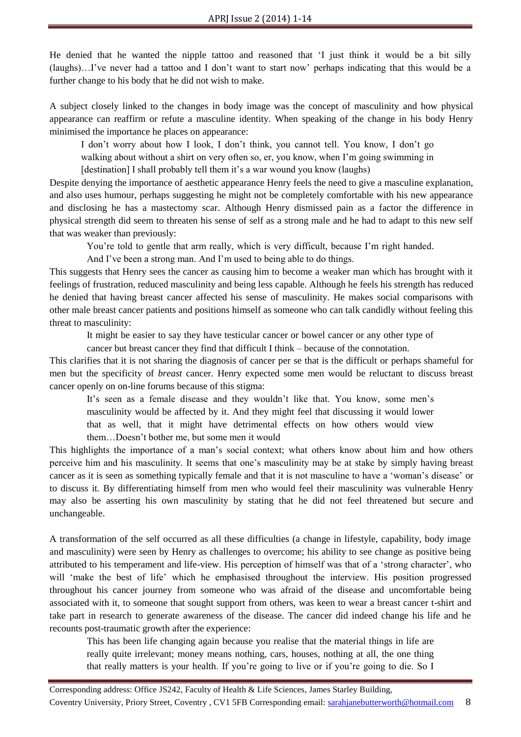He denied that he wanted the nipple tattoo and reasoned that 'I just think it would be a bit silly (laughs)…I've never had a tattoo and I don't want to start now' perhaps indicating that this would be a further change to his body that he did not wish to make.

A subject closely linked to the changes in body image was the concept of masculinity and how physical appearance can reaffirm or refute a masculine identity. When speaking of the change in his body Henry minimised the importance he places on appearance:

> I don't worry about how I look, I don't think, you cannot tell. You know, I don't go walking about without a shirt on very often so, er, you know, when I'm going swimming in [destination] I shall probably tell them it's a war wound you know (laughs)

Despite denying the importance of aesthetic appearance Henry feels the need to give a masculine explanation, and also uses humour, perhaps suggesting he might not be completely comfortable with his new appearance and disclosing he has a mastectomy scar. Although Henry dismissed pain as a factor the difference in physical strength did seem to threaten his sense of self as a strong male and he had to adapt to this new self that was weaker than previously:

> You're told to gentle that arm really, which is very difficult, because I'm right handed. And I've been a strong man. And I'm used to being able to do things.

This suggests that Henry sees the cancer as causing him to become a weaker man which has brought with it feelings of frustration, reduced masculinity and being less capable. Although he feels his strength has reduced he denied that having breast cancer affected his sense of masculinity. He makes social comparisons with other male breast cancer patients and positions himself as someone who can talk candidly without feeling this threat to masculinity:

> It might be easier to say they have testicular cancer or bowel cancer or any other type of cancer but breast cancer they find that difficult I think – because of the connotation.

This clarifies that it is not sharing the diagnosis of cancer per se that is the difficult or perhaps shameful for men but the specificity of *breast* cancer. Henry expected some men would be reluctant to discuss breast cancer openly on on-line forums because of this stigma:

> It's seen as a female disease and they wouldn't like that. You know, some men's masculinity would be affected by it. And they might feel that discussing it would lower that as well, that it might have detrimental effects on how others would view them…Doesn't bother me, but some men it would

This highlights the importance of a man's social context; what others know about him and how others perceive him and his masculinity. It seems that one's masculinity may be at stake by simply having breast cancer as it is seen as something typically female and that it is not masculine to have a 'woman's disease' or to discuss it. By differentiating himself from men who would feel their masculinity was vulnerable Henry may also be asserting his own masculinity by stating that he did not feel threatened but secure and unchangeable.

A transformation of the self occurred as all these difficulties (a change in lifestyle, capability, body image and masculinity) were seen by Henry as challenges to overcome; his ability to see change as positive being attributed to his temperament and life-view. His perception of himself was that of a 'strong character', who will 'make the best of life' which he emphasised throughout the interview. His position progressed throughout his cancer journey from someone who was afraid of the disease and uncomfortable being associated with it, to someone that sought support from others, was keen to wear a breast cancer t-shirt and take part in research to generate awareness of the disease. The cancer did indeed change his life and he recounts post-traumatic growth after the experience:

> This has been life changing again because you realise that the material things in life are really quite irrelevant; money means nothing, cars, houses, nothing at all, the one thing that really matters is your health. If you're going to live or if you're going to die. So I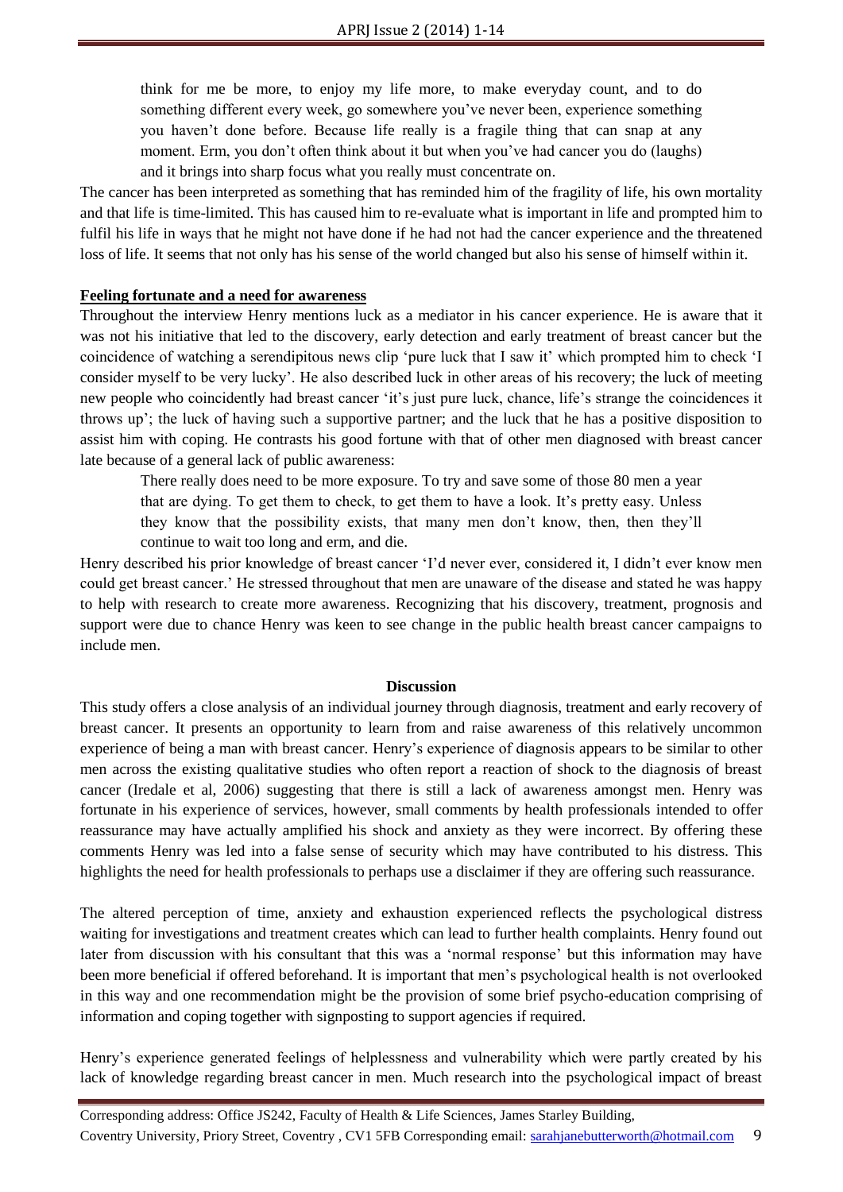> think for me be more, to enjoy my life more, to make everyday count, and to do something different every week, go somewhere you've never been, experience something you haven't done before. Because life really is a fragile thing that can snap at any moment. Erm, you don't often think about it but when you've had cancer you do (laughs) and it brings into sharp focus what you really must concentrate on.

The cancer has been interpreted as something that has reminded him of the fragility of life, his own mortality and that life is time-limited. This has caused him to re-evaluate what is important in life and prompted him to fulfil his life in ways that he might not have done if he had not had the cancer experience and the threatened loss of life. It seems that not only has his sense of the world changed but also his sense of himself within it.

**Feeling fortunate and a need for awareness**

Throughout the interview Henry mentions luck as a mediator in his cancer experience. He is aware that it was not his initiative that led to the discovery, early detection and early treatment of breast cancer but the coincidence of watching a serendipitous news clip 'pure luck that I saw it' which prompted him to check 'I consider myself to be very lucky'. He also described luck in other areas of his recovery; the luck of meeting new people who coincidently had breast cancer 'it's just pure luck, chance, life's strange the coincidences it throws up'; the luck of having such a supportive partner; and the luck that he has a positive disposition to assist him with coping. He contrasts his good fortune with that of other men diagnosed with breast cancer late because of a general lack of public awareness:

> There really does need to be more exposure. To try and save some of those 80 men a year that are dying. To get them to check, to get them to have a look. It's pretty easy. Unless they know that the possibility exists, that many men don't know, then, then they'll continue to wait too long and erm, and die.

Henry described his prior knowledge of breast cancer 'I'd never ever, considered it, I didn't ever know men could get breast cancer.' He stressed throughout that men are unaware of the disease and stated he was happy to help with research to create more awareness. Recognizing that his discovery, treatment, prognosis and support were due to chance Henry was keen to see change in the public health breast cancer campaigns to include men.

## Discussion

This study offers a close analysis of an individual journey through diagnosis, treatment and early recovery of breast cancer. It presents an opportunity to learn from and raise awareness of this relatively uncommon experience of being a man with breast cancer. Henry's experience of diagnosis appears to be similar to other men across the existing qualitative studies who often report a reaction of shock to the diagnosis of breast cancer (Iredale et al, 2006) suggesting that there is still a lack of awareness amongst men. Henry was fortunate in his experience of services, however, small comments by health professionals intended to offer reassurance may have actually amplified his shock and anxiety as they were incorrect. By offering these comments Henry was led into a false sense of security which may have contributed to his distress. This highlights the need for health professionals to perhaps use a disclaimer if they are offering such reassurance.

The altered perception of time, anxiety and exhaustion experienced reflects the psychological distress waiting for investigations and treatment creates which can lead to further health complaints. Henry found out later from discussion with his consultant that this was a 'normal response' but this information may have been more beneficial if offered beforehand. It is important that men's psychological health is not overlooked in this way and one recommendation might be the provision of some brief psycho-education comprising of information and coping together with signposting to support agencies if required.

Henry's experience generated feelings of helplessness and vulnerability which were partly created by his lack of knowledge regarding breast cancer in men. Much research into the psychological impact of breast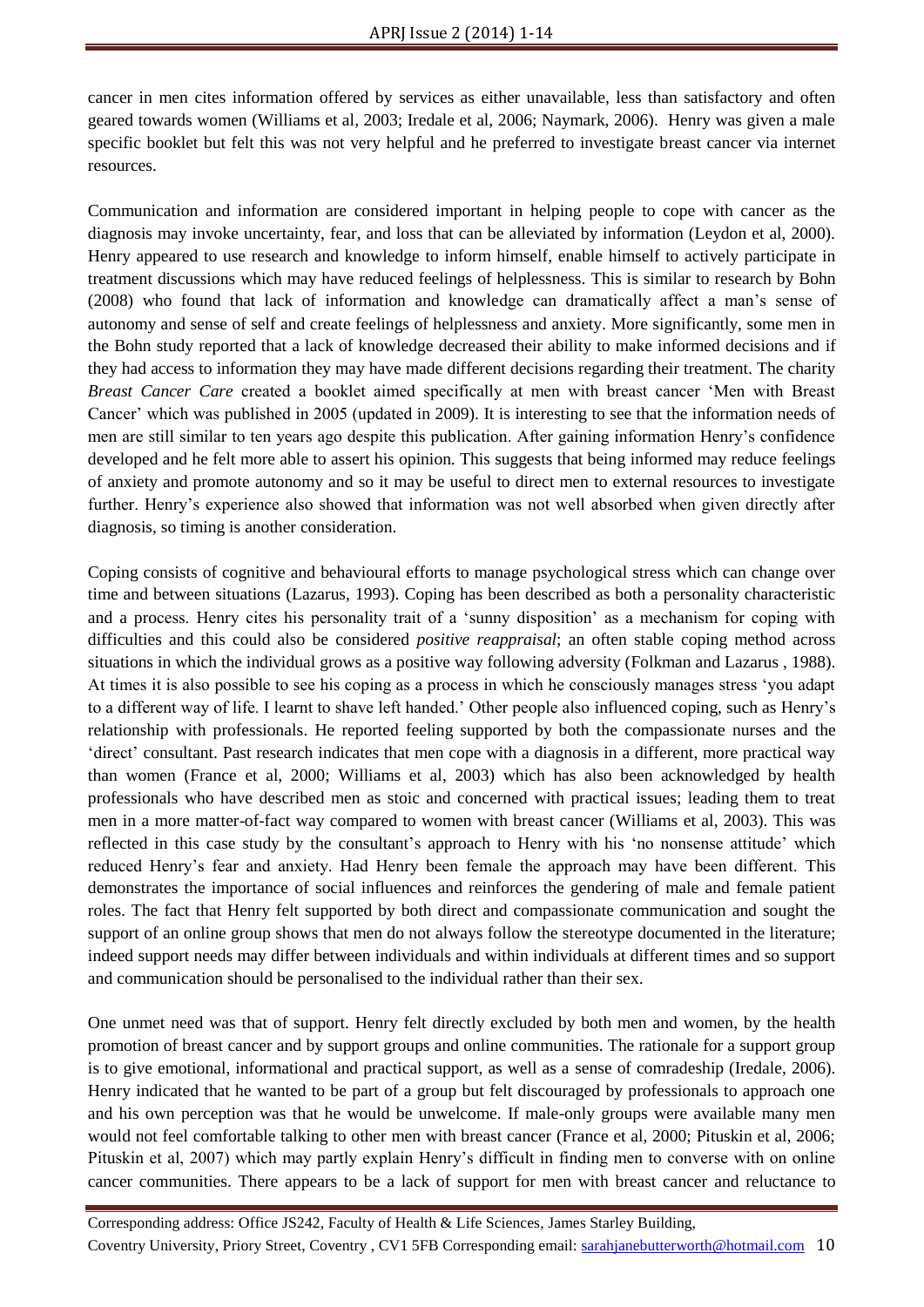cancer in men cites information offered by services as either unavailable, less than satisfactory and often geared towards women (Williams et al, 2003; Iredale et al, 2006; Naymark, 2006). Henry was given a male specific booklet but felt this was not very helpful and he preferred to investigate breast cancer via internet resources.

Communication and information are considered important in helping people to cope with cancer as the diagnosis may invoke uncertainty, fear, and loss that can be alleviated by information (Leydon et al, 2000). Henry appeared to use research and knowledge to inform himself, enable himself to actively participate in treatment discussions which may have reduced feelings of helplessness. This is similar to research by Bohn (2008) who found that lack of information and knowledge can dramatically affect a man's sense of autonomy and sense of self and create feelings of helplessness and anxiety. More significantly, some men in the Bohn study reported that a lack of knowledge decreased their ability to make informed decisions and if they had access to information they may have made different decisions regarding their treatment. The charity *Breast Cancer Care* created a booklet aimed specifically at men with breast cancer 'Men with Breast Cancer' which was published in 2005 (updated in 2009). It is interesting to see that the information needs of men are still similar to ten years ago despite this publication. After gaining information Henry's confidence developed and he felt more able to assert his opinion. This suggests that being informed may reduce feelings of anxiety and promote autonomy and so it may be useful to direct men to external resources to investigate further. Henry's experience also showed that information was not well absorbed when given directly after diagnosis, so timing is another consideration.

Coping consists of cognitive and behavioural efforts to manage psychological stress which can change over time and between situations (Lazarus, 1993). Coping has been described as both a personality characteristic and a process. Henry cites his personality trait of a 'sunny disposition' as a mechanism for coping with difficulties and this could also be considered *positive reappraisal*; an often stable coping method across situations in which the individual grows as a positive way following adversity (Folkman and Lazarus , 1988). At times it is also possible to see his coping as a process in which he consciously manages stress 'you adapt to a different way of life. I learnt to shave left handed.' Other people also influenced coping, such as Henry's relationship with professionals. He reported feeling supported by both the compassionate nurses and the 'direct' consultant. Past research indicates that men cope with a diagnosis in a different, more practical way than women (France et al, 2000; Williams et al, 2003) which has also been acknowledged by health professionals who have described men as stoic and concerned with practical issues; leading them to treat men in a more matter-of-fact way compared to women with breast cancer (Williams et al, 2003). This was reflected in this case study by the consultant's approach to Henry with his 'no nonsense attitude' which reduced Henry's fear and anxiety. Had Henry been female the approach may have been different. This demonstrates the importance of social influences and reinforces the gendering of male and female patient roles. The fact that Henry felt supported by both direct and compassionate communication and sought the support of an online group shows that men do not always follow the stereotype documented in the literature; indeed support needs may differ between individuals and within individuals at different times and so support and communication should be personalised to the individual rather than their sex.

One unmet need was that of support. Henry felt directly excluded by both men and women, by the health promotion of breast cancer and by support groups and online communities. The rationale for a support group is to give emotional, informational and practical support, as well as a sense of comradeship (Iredale, 2006). Henry indicated that he wanted to be part of a group but felt discouraged by professionals to approach one and his own perception was that he would be unwelcome. If male-only groups were available many men would not feel comfortable talking to other men with breast cancer (France et al, 2000; Pituskin et al, 2006; Pituskin et al, 2007) which may partly explain Henry's difficult in finding men to converse with on online cancer communities. There appears to be a lack of support for men with breast cancer and reluctance to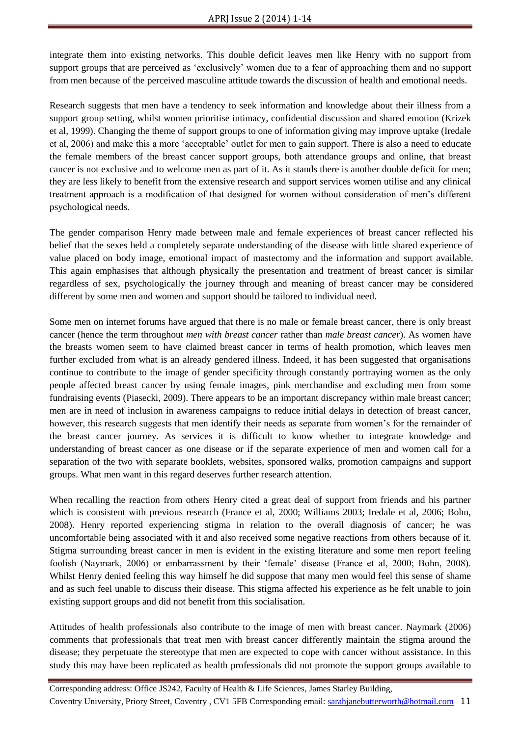integrate them into existing networks. This double deficit leaves men like Henry with no support from support groups that are perceived as 'exclusively' women due to a fear of approaching them and no support from men because of the perceived masculine attitude towards the discussion of health and emotional needs.

Research suggests that men have a tendency to seek information and knowledge about their illness from a support group setting, whilst women prioritise intimacy, confidential discussion and shared emotion (Krizek et al, 1999). Changing the theme of support groups to one of information giving may improve uptake (Iredale et al, 2006) and make this a more 'acceptable' outlet for men to gain support. There is also a need to educate the female members of the breast cancer support groups, both attendance groups and online, that breast cancer is not exclusive and to welcome men as part of it. As it stands there is another double deficit for men; they are less likely to benefit from the extensive research and support services women utilise and any clinical treatment approach is a modification of that designed for women without consideration of men's different psychological needs.

The gender comparison Henry made between male and female experiences of breast cancer reflected his belief that the sexes held a completely separate understanding of the disease with little shared experience of value placed on body image, emotional impact of mastectomy and the information and support available. This again emphasises that although physically the presentation and treatment of breast cancer is similar regardless of sex, psychologically the journey through and meaning of breast cancer may be considered different by some men and women and support should be tailored to individual need.

Some men on internet forums have argued that there is no male or female breast cancer, there is only breast cancer (hence the term throughout *men with breast cancer* rather than *male breast cancer*). As women have the breasts women seem to have claimed breast cancer in terms of health promotion, which leaves men further excluded from what is an already gendered illness. Indeed, it has been suggested that organisations continue to contribute to the image of gender specificity through constantly portraying women as the only people affected breast cancer by using female images, pink merchandise and excluding men from some fundraising events (Piasecki, 2009). There appears to be an important discrepancy within male breast cancer; men are in need of inclusion in awareness campaigns to reduce initial delays in detection of breast cancer, however, this research suggests that men identify their needs as separate from women's for the remainder of the breast cancer journey. As services it is difficult to know whether to integrate knowledge and understanding of breast cancer as one disease or if the separate experience of men and women call for a separation of the two with separate booklets, websites, sponsored walks, promotion campaigns and support groups. What men want in this regard deserves further research attention.

When recalling the reaction from others Henry cited a great deal of support from friends and his partner which is consistent with previous research (France et al, 2000; Williams 2003; Iredale et al, 2006; Bohn, 2008). Henry reported experiencing stigma in relation to the overall diagnosis of cancer; he was uncomfortable being associated with it and also received some negative reactions from others because of it. Stigma surrounding breast cancer in men is evident in the existing literature and some men report feeling foolish (Naymark, 2006) or embarrassment by their 'female' disease (France et al, 2000; Bohn, 2008). Whilst Henry denied feeling this way himself he did suppose that many men would feel this sense of shame and as such feel unable to discuss their disease. This stigma affected his experience as he felt unable to join existing support groups and did not benefit from this socialisation.

Attitudes of health professionals also contribute to the image of men with breast cancer. Naymark (2006) comments that professionals that treat men with breast cancer differently maintain the stigma around the disease; they perpetuate the stereotype that men are expected to cope with cancer without assistance. In this study this may have been replicated as health professionals did not promote the support groups available to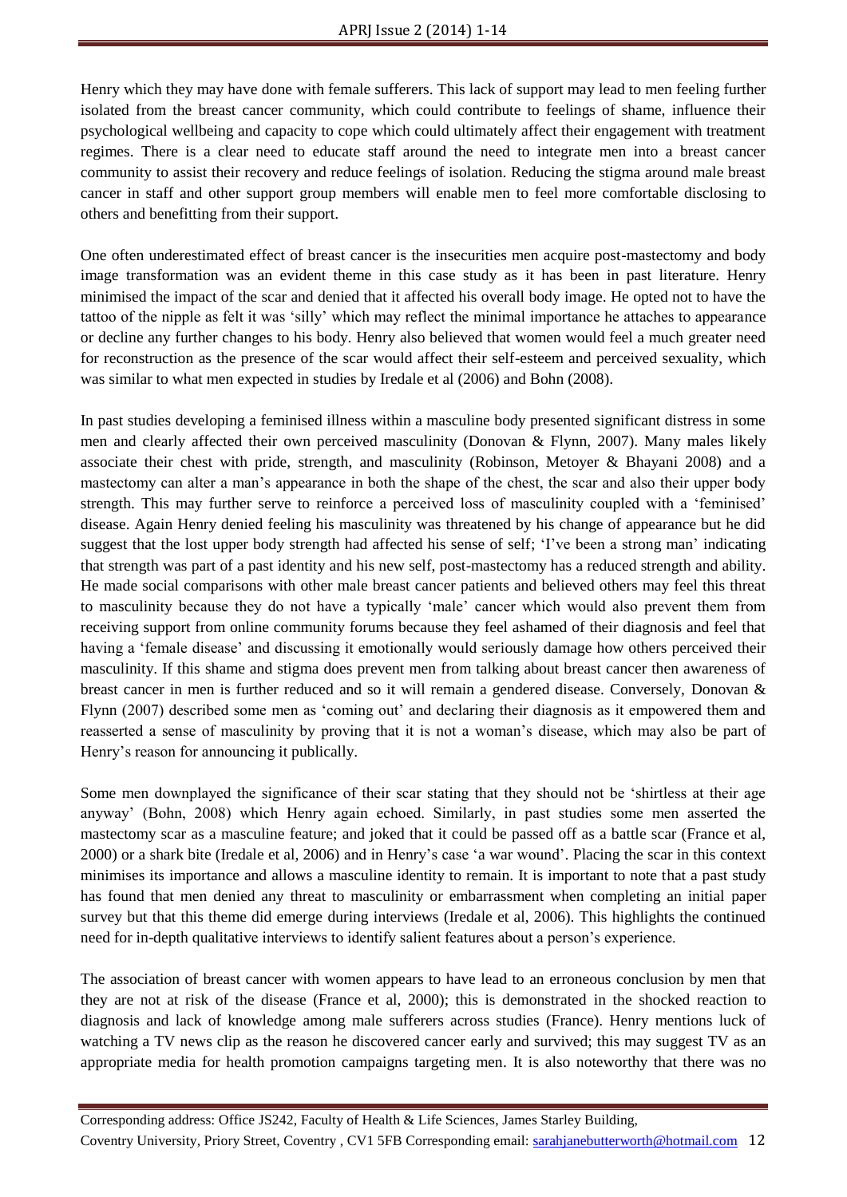Henry which they may have done with female sufferers. This lack of support may lead to men feeling further isolated from the breast cancer community, which could contribute to feelings of shame, influence their psychological wellbeing and capacity to cope which could ultimately affect their engagement with treatment regimes. There is a clear need to educate staff around the need to integrate men into a breast cancer community to assist their recovery and reduce feelings of isolation. Reducing the stigma around male breast cancer in staff and other support group members will enable men to feel more comfortable disclosing to others and benefitting from their support.

One often underestimated effect of breast cancer is the insecurities men acquire post-mastectomy and body image transformation was an evident theme in this case study as it has been in past literature. Henry minimised the impact of the scar and denied that it affected his overall body image. He opted not to have the tattoo of the nipple as felt it was 'silly' which may reflect the minimal importance he attaches to appearance or decline any further changes to his body. Henry also believed that women would feel a much greater need for reconstruction as the presence of the scar would affect their self-esteem and perceived sexuality, which was similar to what men expected in studies by Iredale et al (2006) and Bohn (2008).

In past studies developing a feminised illness within a masculine body presented significant distress in some men and clearly affected their own perceived masculinity (Donovan & Flynn, 2007). Many males likely associate their chest with pride, strength, and masculinity (Robinson, Metoyer & Bhayani 2008) and a mastectomy can alter a man's appearance in both the shape of the chest, the scar and also their upper body strength. This may further serve to reinforce a perceived loss of masculinity coupled with a 'feminised' disease. Again Henry denied feeling his masculinity was threatened by his change of appearance but he did suggest that the lost upper body strength had affected his sense of self; 'I've been a strong man' indicating that strength was part of a past identity and his new self, post-mastectomy has a reduced strength and ability. He made social comparisons with other male breast cancer patients and believed others may feel this threat to masculinity because they do not have a typically 'male' cancer which would also prevent them from receiving support from online community forums because they feel ashamed of their diagnosis and feel that having a 'female disease' and discussing it emotionally would seriously damage how others perceived their masculinity. If this shame and stigma does prevent men from talking about breast cancer then awareness of breast cancer in men is further reduced and so it will remain a gendered disease. Conversely, Donovan & Flynn (2007) described some men as 'coming out' and declaring their diagnosis as it empowered them and reasserted a sense of masculinity by proving that it is not a woman's disease, which may also be part of Henry's reason for announcing it publically.

Some men downplayed the significance of their scar stating that they should not be 'shirtless at their age anyway' (Bohn, 2008) which Henry again echoed. Similarly, in past studies some men asserted the mastectomy scar as a masculine feature; and joked that it could be passed off as a battle scar (France et al, 2000) or a shark bite (Iredale et al, 2006) and in Henry's case 'a war wound'. Placing the scar in this context minimises its importance and allows a masculine identity to remain. It is important to note that a past study has found that men denied any threat to masculinity or embarrassment when completing an initial paper survey but that this theme did emerge during interviews (Iredale et al, 2006). This highlights the continued need for in-depth qualitative interviews to identify salient features about a person's experience.

The association of breast cancer with women appears to have lead to an erroneous conclusion by men that they are not at risk of the disease (France et al, 2000); this is demonstrated in the shocked reaction to diagnosis and lack of knowledge among male sufferers across studies (France). Henry mentions luck of watching a TV news clip as the reason he discovered cancer early and survived; this may suggest TV as an appropriate media for health promotion campaigns targeting men. It is also noteworthy that there was no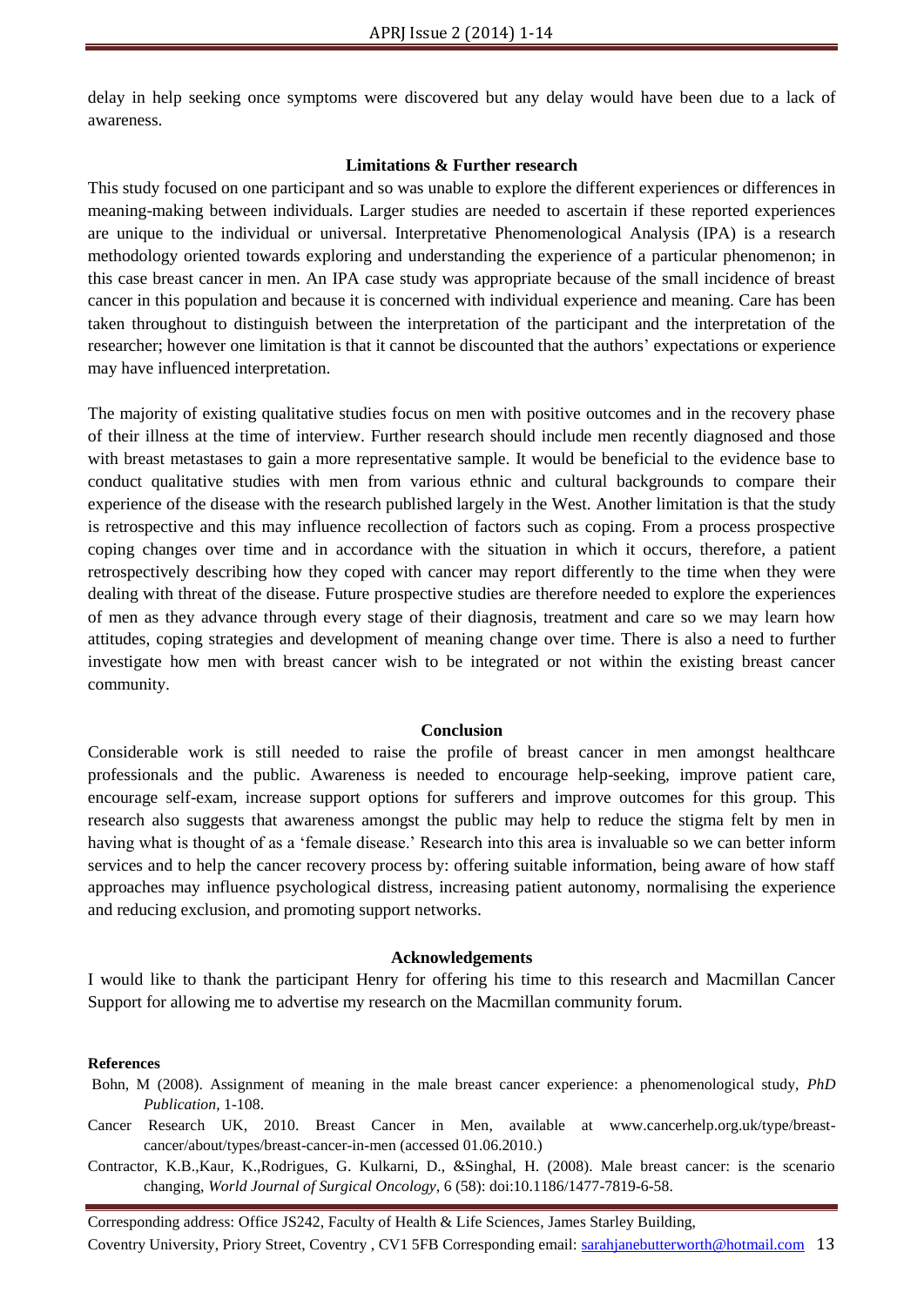delay in help seeking once symptoms were discovered but any delay would have been due to a lack of awareness.

## Limitations & Further research

This study focused on one participant and so was unable to explore the different experiences or differences in meaning-making between individuals. Larger studies are needed to ascertain if these reported experiences are unique to the individual or universal. Interpretative Phenomenological Analysis (IPA) is a research methodology oriented towards exploring and understanding the experience of a particular phenomenon; in this case breast cancer in men. An IPA case study was appropriate because of the small incidence of breast cancer in this population and because it is concerned with individual experience and meaning. Care has been taken throughout to distinguish between the interpretation of the participant and the interpretation of the researcher; however one limitation is that it cannot be discounted that the authors' expectations or experience may have influenced interpretation.

The majority of existing qualitative studies focus on men with positive outcomes and in the recovery phase of their illness at the time of interview. Further research should include men recently diagnosed and those with breast metastases to gain a more representative sample. It would be beneficial to the evidence base to conduct qualitative studies with men from various ethnic and cultural backgrounds to compare their experience of the disease with the research published largely in the West. Another limitation is that the study is retrospective and this may influence recollection of factors such as coping. From a process prospective coping changes over time and in accordance with the situation in which it occurs, therefore, a patient retrospectively describing how they coped with cancer may report differently to the time when they were dealing with threat of the disease. Future prospective studies are therefore needed to explore the experiences of men as they advance through every stage of their diagnosis, treatment and care so we may learn how attitudes, coping strategies and development of meaning change over time. There is also a need to further investigate how men with breast cancer wish to be integrated or not within the existing breast cancer community.

## Conclusion

Considerable work is still needed to raise the profile of breast cancer in men amongst healthcare professionals and the public. Awareness is needed to encourage help-seeking, improve patient care, encourage self-exam, increase support options for sufferers and improve outcomes for this group. This research also suggests that awareness amongst the public may help to reduce the stigma felt by men in having what is thought of as a 'female disease.' Research into this area is invaluable so we can better inform services and to help the cancer recovery process by: offering suitable information, being aware of how staff approaches may influence psychological distress, increasing patient autonomy, normalising the experience and reducing exclusion, and promoting support networks.

## Acknowledgements

I would like to thank the participant Henry for offering his time to this research and Macmillan Cancer Support for allowing me to advertise my research on the Macmillan community forum.

**References**

Bohn, M (2008). Assignment of meaning in the male breast cancer experience: a phenomenological study, *PhD Publication*, 1-108.

Cancer Research UK, 2010. Breast Cancer in Men, available at www.cancerhelp.org.uk/type/breast-cancer/about/types/breast-cancer-in-men (accessed 01.06.2010.)

Contractor, K.B.,Kaur, K.,Rodrigues, G. Kulkarni, D., &Singhal, H. (2008). Male breast cancer: is the scenario changing, *World Journal of Surgical Oncology*, 6 (58): doi:10.1186/1477-7819-6-58.

Corresponding address: Office JS242, Faculty of Health & Life Sciences, James Starley Building, Coventry University, Priory Street, Coventry , CV1 5FB Corresponding email: sarahjanebutterworth@hotmail.com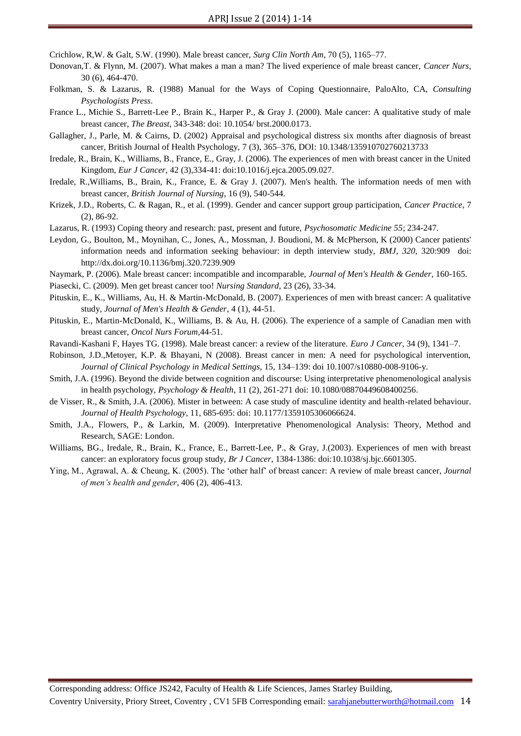Crichlow, R,W. & Galt, S.W. (1990). Male breast cancer, *Surg Clin North Am*, 70 (5), 1165–77.

Donovan,T. & Flynn, M. (2007). What makes a man a man? The lived experience of male breast cancer, *Cancer Nurs*, 30 (6), 464-470.

Folkman, S. & Lazarus, R. (1988) Manual for the Ways of Coping Questionnaire, PaloAlto, CA, *Consulting Psychologists Press*.

France L., Michie S., Barrett-Lee P., Brain K., Harper P., & Gray J. (2000). Male cancer: A qualitative study of male breast cancer, *The Breast*, 343-348: doi: 10.1054/ brst.2000.0173.

Gallagher, J., Parle, M. & Cairns, D. (2002) Appraisal and psychological distress six months after diagnosis of breast cancer, British Journal of Health Psychology, 7 (3), 365–376, DOI: 10.1348/135910702760213733

Iredale, R., Brain, K., Williams, B., France, E., Gray, J. (2006). The experiences of men with breast cancer in the United Kingdom, *Eur J Cancer*, 42 (3),334-41: doi:10.1016/j.ejca.2005.09.027.

Iredale, R.,Williams, B., Brain, K., France, E. & Gray J. (2007). Men's health. The information needs of men with breast cancer, *British Journal of Nursing*, 16 (9), 540-544.

Krizek, J.D., Roberts, C. & Ragan, R., et al. (1999). Gender and cancer support group participation, *Cancer Practice*, 7 (2), 86-92.

Lazarus, R. (1993) Coping theory and research: past, present and future, *Psychosomatic Medicine 55*; 234-247.

Leydon, G., Boulton, M., Moynihan, C., Jones, A., Mossman, J. Boudioni, M. & McPherson, K (2000) Cancer patients' information needs and information seeking behaviour: in depth interview study, *BMJ, 320*, 320:909 doi: http://dx.doi.org/10.1136/bmj.320.7239.909

Naymark, P. (2006). Male breast cancer: incompatible and incomparable, *Journal of Men's Health & Gender*, 160-165.

Piasecki, C. (2009). Men get breast cancer too! *Nursing Standard*, 23 (26), 33-34.

Pituskin, E., K., Williams, Au, H. & Martin-McDonald, B. (2007). Experiences of men with breast cancer: A qualitative study, *Journal of Men's Health & Gender*, 4 (1), 44-51.

Pituskin, E., Martin-McDonald, K., Williams, B. & Au, H. (2006). The experience of a sample of Canadian men with breast cancer, *Oncol Nurs Forum*,44-51.

Ravandi-Kashani F, Hayes TG. (1998). Male breast cancer: a review of the literature. *Euro J Cancer*, 34 (9), 1341–7.

Robinson, J.D.,Metoyer, K.P. & Bhayani, N (2008). Breast cancer in men: A need for psychological intervention, *Journal of Clinical Psychology in Medical Settings*, 15, 134–139: doi 10.1007/s10880-008-9106-y.

Smith, J.A. (1996). Beyond the divide between cognition and discourse: Using interpretative phenomenological analysis in health psychology, *Psychology & Health*, 11 (2), 261-271 doi: 10.1080/08870449608400256.

de Visser, R., & Smith, J.A. (2006). Mister in between: A case study of masculine identity and health-related behaviour. *Journal of Health Psychology*, 11, 685-695: doi: 10.1177/1359105306066624.

Smith, J.A., Flowers, P., & Larkin, M. (2009). Interpretative Phenomenological Analysis: Theory, Method and Research, SAGE: London.

Williams, BG., Iredale, R., Brain, K., France, E., Barrett-Lee, P., & Gray, J.(2003). Experiences of men with breast cancer: an exploratory focus group study, *Br J Cancer*, 1384-1386: doi:10.1038/sj.bjc.6601305.

Ying, M., Agrawal, A. & Cheung, K. (2005). The 'other half' of breast cancer: A review of male breast cancer, *Journal of men's health and gender*, 406 (2), 406-413.